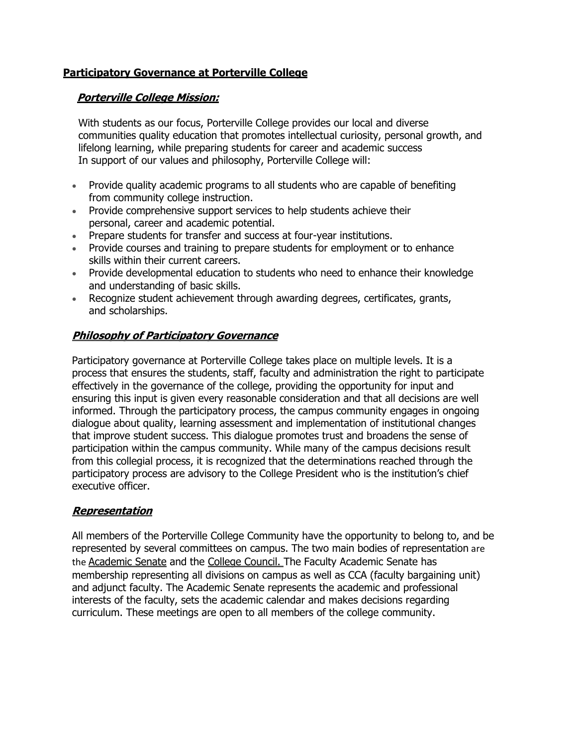## Participatory Governance at Porterville College

### *Porterville College Mission:*

With students as our focus, Porterville College provides our local and diverse communities quality education that promotes intellectual curiosity, personal growth, and lifelong learning, while preparing students for career and academic success
In support of our values and philosophy, Porterville College will:

- Provide quality academic programs to all students who are capable of benefiting from community college instruction.
- Provide comprehensive support services to help students achieve their personal, career and academic potential.
- Prepare students for transfer and success at four-year institutions.
- Provide courses and training to prepare students for employment or to enhance skills within their current careers.
- Provide developmental education to students who need to enhance their knowledge and understanding of basic skills.
- Recognize student achievement through awarding degrees, certificates, grants, and scholarships.

### *Philosophy of Participatory Governance*

Participatory governance at Porterville College takes place on multiple levels. It is a process that ensures the students, staff, faculty and administration the right to participate effectively in the governance of the college, providing the opportunity for input and ensuring this input is given every reasonable consideration and that all decisions are well informed. Through the participatory process, the campus community engages in ongoing dialogue about quality, learning assessment and implementation of institutional changes that improve student success. This dialogue promotes trust and broadens the sense of participation within the campus community. While many of the campus decisions result from this collegial process, it is recognized that the determinations reached through the participatory process are advisory to the College President who is the institution's chief executive officer.

### *Representation*

All members of the Porterville College Community have the opportunity to belong to, and be represented by several committees on campus. The two main bodies of representation are the Academic Senate and the College Council. The Faculty Academic Senate has membership representing all divisions on campus as well as CCA (faculty bargaining unit) and adjunct faculty. The Academic Senate represents the academic and professional interests of the faculty, sets the academic calendar and makes decisions regarding curriculum. These meetings are open to all members of the college community.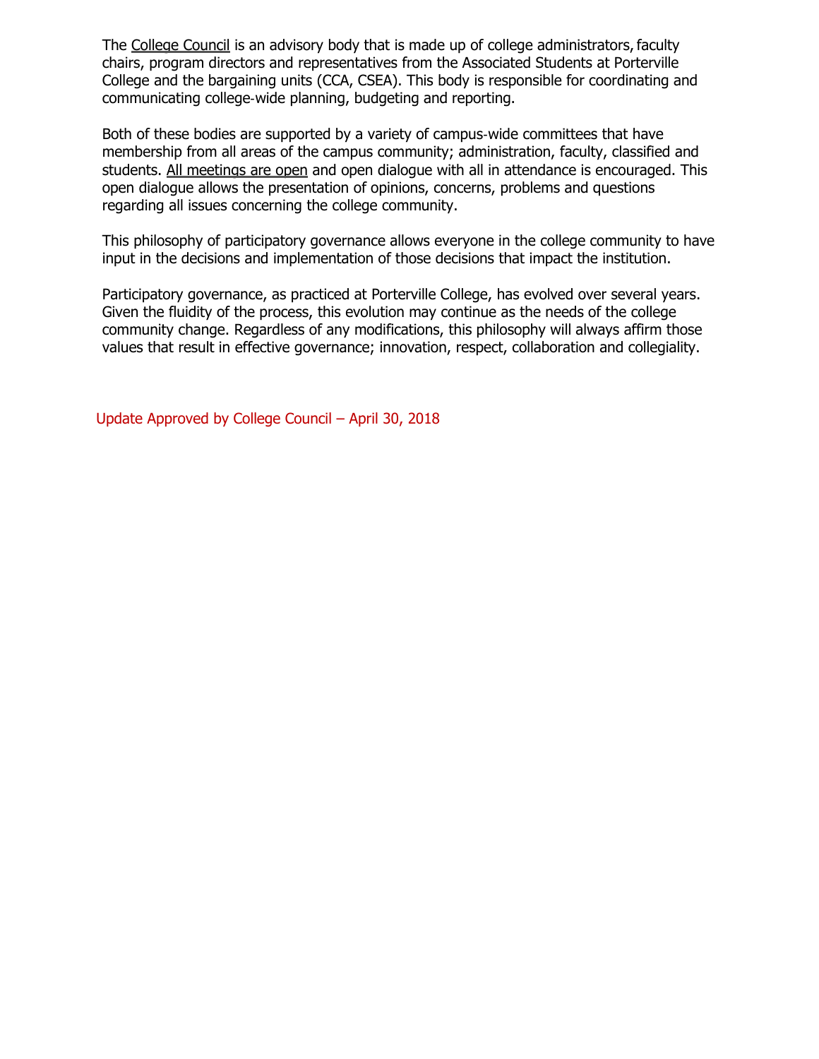The College Council is an advisory body that is made up of college administrators, faculty chairs, program directors and representatives from the Associated Students at Porterville College and the bargaining units (CCA, CSEA). This body is responsible for coordinating and communicating college-wide planning, budgeting and reporting.

Both of these bodies are supported by a variety of campus-wide committees that have membership from all areas of the campus community; administration, faculty, classified and students. All meetings are open and open dialogue with all in attendance is encouraged. This open dialogue allows the presentation of opinions, concerns, problems and questions regarding all issues concerning the college community.

This philosophy of participatory governance allows everyone in the college community to have input in the decisions and implementation of those decisions that impact the institution.

Participatory governance, as practiced at Porterville College, has evolved over several years. Given the fluidity of the process, this evolution may continue as the needs of the college community change. Regardless of any modifications, this philosophy will always affirm those values that result in effective governance; innovation, respect, collaboration and collegiality.

Update Approved by College Council – April 30, 2018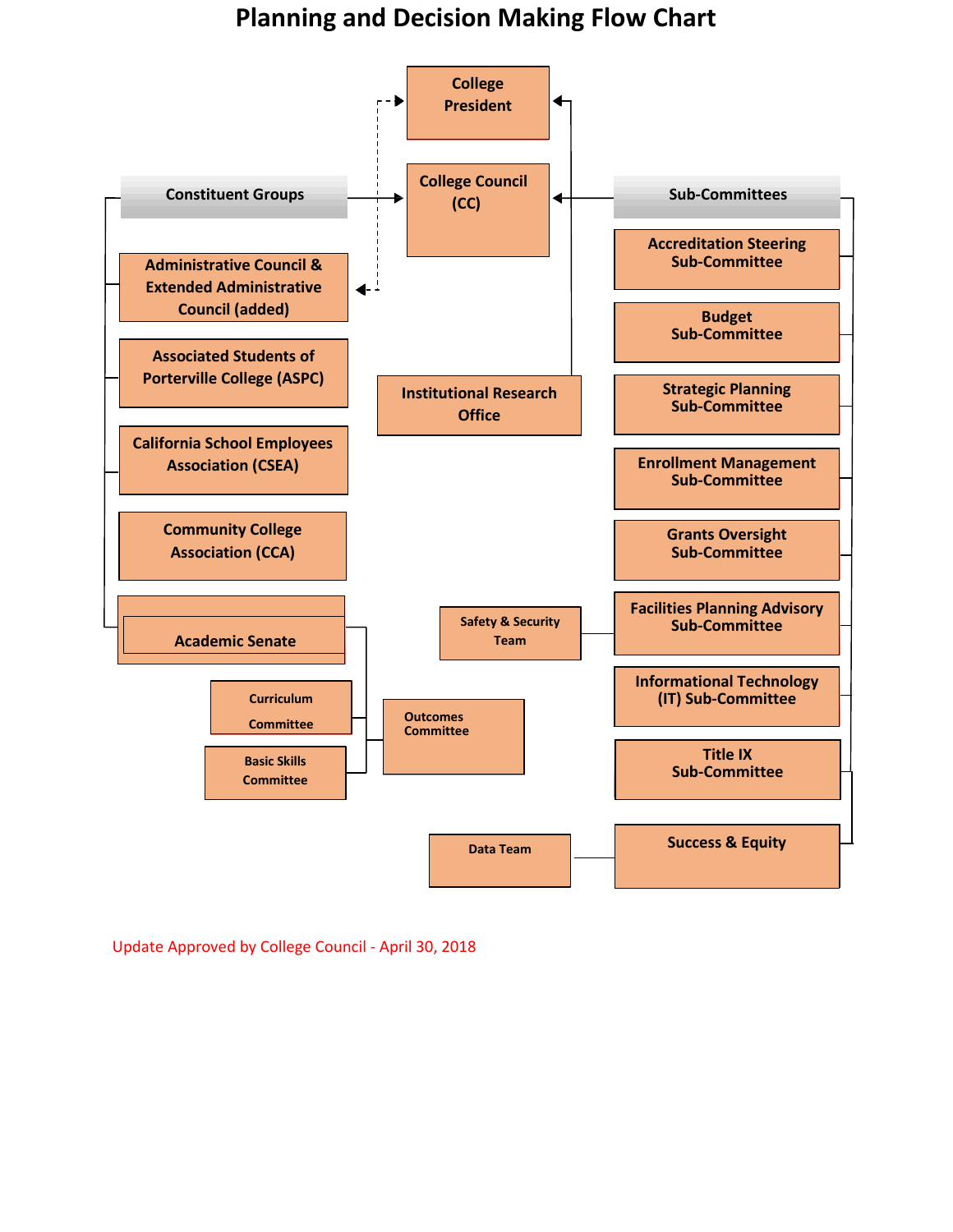# Planning and Decision Making Flow Chart

College President

College Council (CC)

Constituent Groups

Administrative Council & Extended Administrative Council (added)

Associated Students of Porterville College (ASPC)

California School Employees Association (CSEA)

Community College Association (CCA)

Academic Senate

Curriculum Committee

Basic Skills Committee

Outcomes Committee

Institutional Research Office

Sub-Committees

Accreditation Steering Sub-Committee

Budget Sub-Committee

Strategic Planning Sub-Committee

Enrollment Management Sub-Committee

Grants Oversight Sub-Committee

Facilities Planning Advisory Sub-Committee

Safety & Security Team

Informational Technology (IT) Sub-Committee

Title IX Sub-Committee

Success & Equity

Data Team

Update Approved by College Council - April 30, 2018